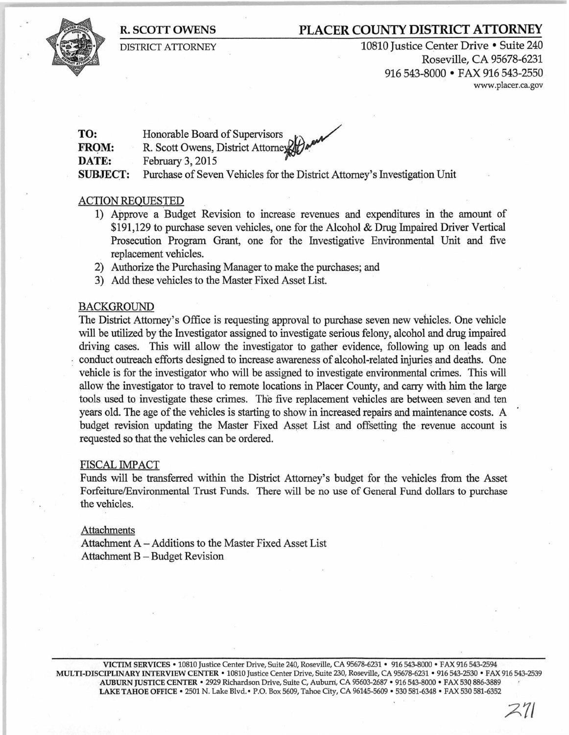**R. SCOTT OWENS**

DISTRICT ATTORNEY

# PLACER COUNTY DISTRICT ATTORNEY

10810 Justice Center Drive • Suite 240
Roseville, CA 95678-6231
916 543-8000 • FAX 916 543-2550
www.placer.ca.gov

**TO:** Honorable Board of Supervisors
**FROM:** R. Scott Owens, District Attorney
**DATE:** February 3, 2015
**SUBJECT:** Purchase of Seven Vehicles for the District Attorney's Investigation Unit

## ACTION REQUESTED

1) Approve a Budget Revision to increase revenues and expenditures in the amount of $191,129 to purchase seven vehicles, one for the Alcohol & Drug Impaired Driver Vertical Prosecution Program Grant, one for the Investigative Environmental Unit and five replacement vehicles.
2) Authorize the Purchasing Manager to make the purchases; and
3) Add these vehicles to the Master Fixed Asset List.

## BACKGROUND

The District Attorney's Office is requesting approval to purchase seven new vehicles. One vehicle will be utilized by the Investigator assigned to investigate serious felony, alcohol and drug impaired driving cases. This will allow the investigator to gather evidence, following up on leads and conduct outreach efforts designed to increase awareness of alcohol-related injuries and deaths. One vehicle is for the investigator who will be assigned to investigate environmental crimes. This will allow the investigator to travel to remote locations in Placer County, and carry with him the large tools used to investigate these crimes. The five replacement vehicles are between seven and ten years old. The age of the vehicles is starting to show in increased repairs and maintenance costs. A budget revision updating the Master Fixed Asset List and offsetting the revenue account is requested so that the vehicles can be ordered.

## FISCAL IMPACT

Funds will be transferred within the District Attorney's budget for the vehicles from the Asset Forfeiture/Environmental Trust Funds. There will be no use of General Fund dollars to purchase the vehicles.

Attachments
Attachment A – Additions to the Master Fixed Asset List
Attachment B – Budget Revision

**VICTIM SERVICES** • 10810 Justice Center Drive, Suite 240, Roseville, CA 95678-6231 • 916 543-8000 • FAX 916 543-2594
**MULTI-DISCIPLINARY INTERVIEW CENTER** • 10810 Justice Center Drive, Suite 230, Roseville, CA 95678-6231 • 916 543-2530 • FAX 916 543-2539
**AUBURN JUSTICE CENTER** • 2929 Richardson Drive, Suite C, Auburn, CA 95603-2687 • 916 543-8000 • FAX 530 886-3889
**LAKE TAHOE OFFICE** • 2501 N. Lake Blvd.• P.O. Box 5609, Tahoe City, CA 96145-5609 • 530 581-6348 • FAX 530 581-6352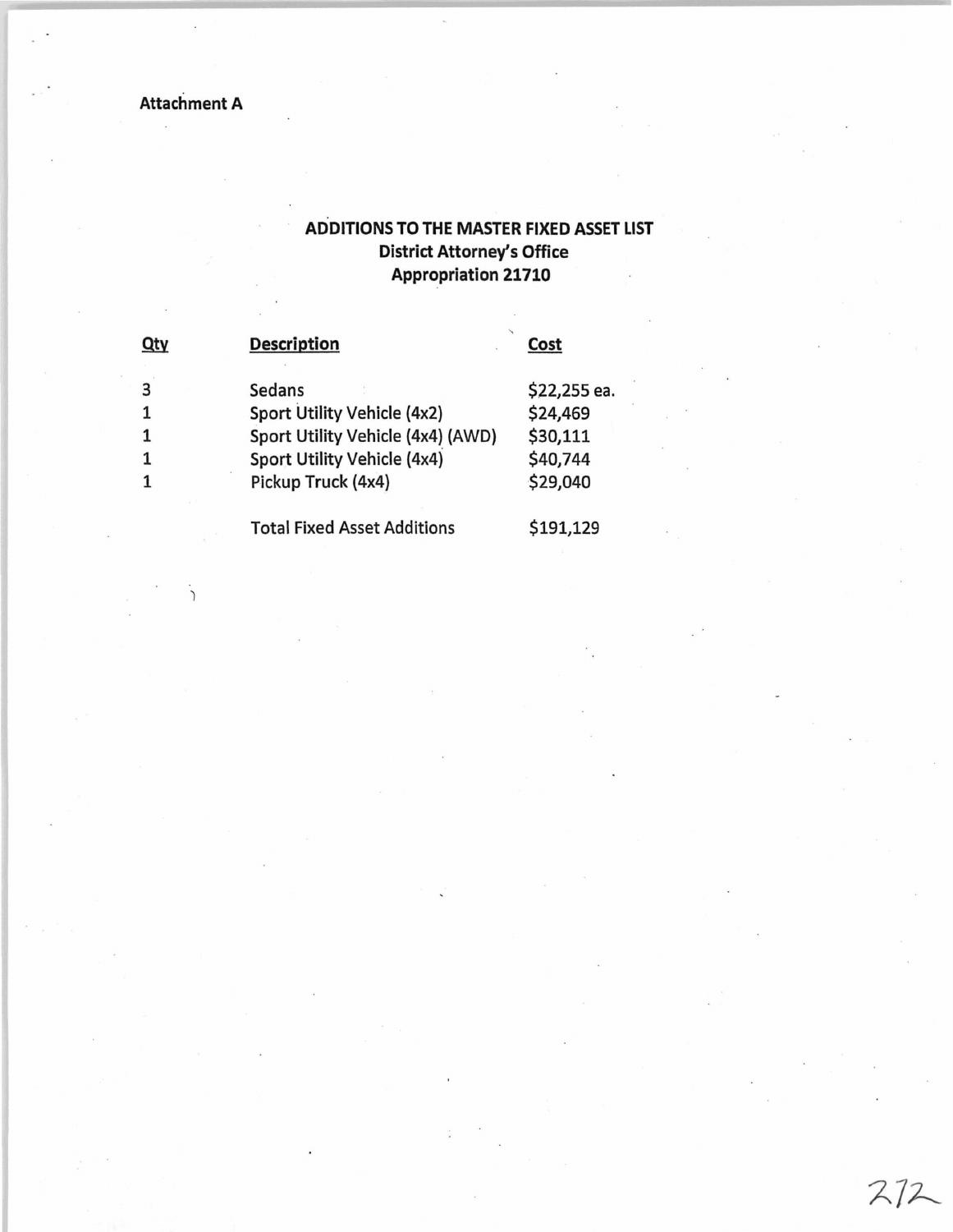Attachment A

## ADDITIONS TO THE MASTER FIXED ASSET LIST
**District Attorney's Office**
**Appropriation 21710**

| Qty | Description | Cost |
|---|---|---|
| 3 | Sedans | $22,255 ea. |
| 1 | Sport Utility Vehicle (4x2) | $24,469 |
| 1 | Sport Utility Vehicle (4x4) (AWD) | $30,111 |
| 1 | Sport Utility Vehicle (4x4) | $40,744 |
| 1 | Pickup Truck (4x4) | $29,040 |
| | Total Fixed Asset Additions | $191,129 |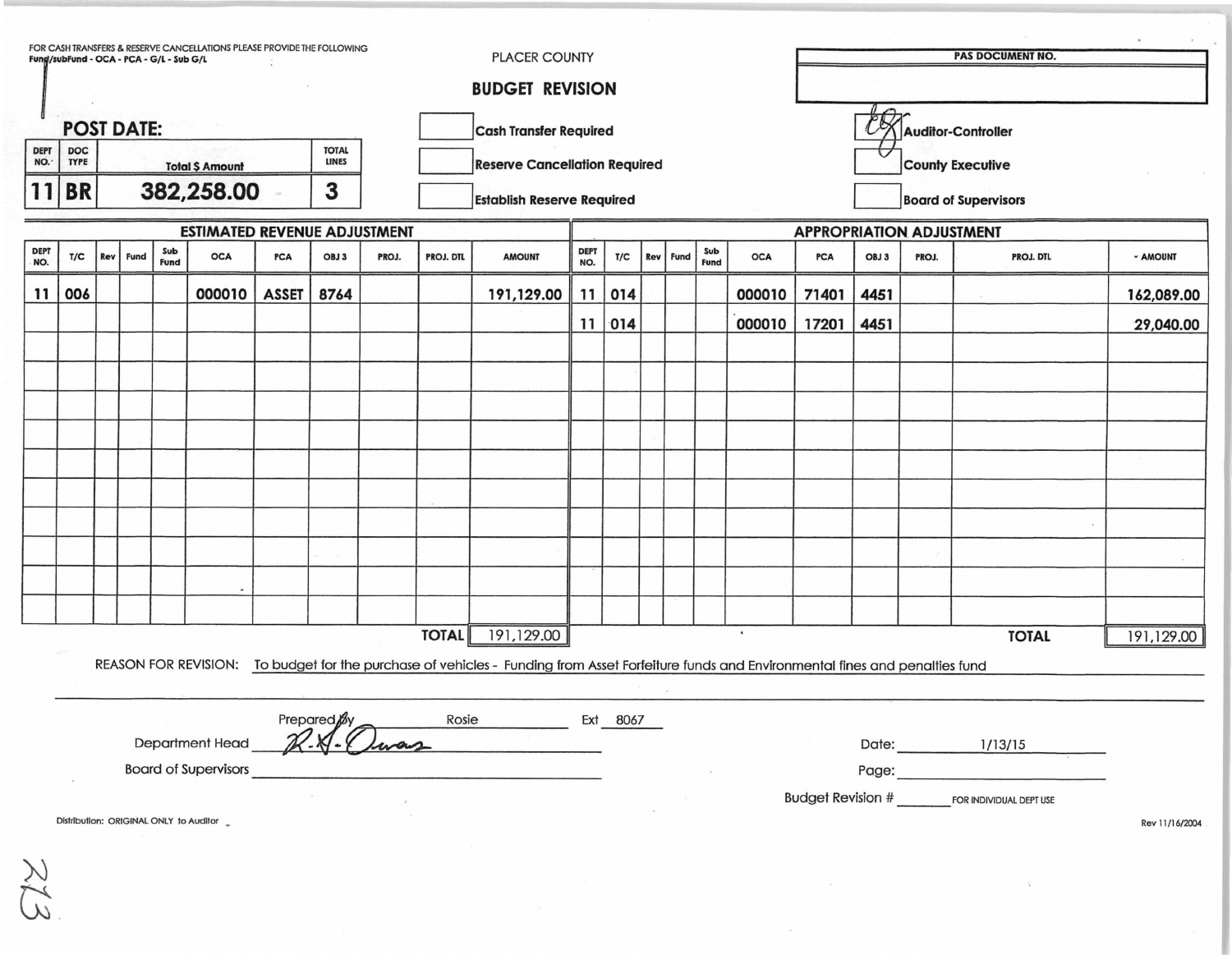FOR CASH TRANSFERS & RESERVE CANCELLATIONS PLEASE PROVIDE THE FOLLOWING
Fund/subFund - OCA - PCA - G/L - Sub G/L

PLACER COUNTY

## BUDGET REVISION

| PAS DOCUMENT NO. |
|---|
| |

**POST DATE:**

| DEPT NO. | DOC TYPE | Total $ Amount | TOTAL LINES |
|---|---|---|---|
| 11 | BR | 382,258.00 | 3 |

- [ ] Cash Transfer Required
- [ ] Reserve Cancellation Required
- [ ] Establish Reserve Required

- [x] Auditor-Controller (initialed)
- [ ] County Executive
- [ ] Board of Supervisors

### ESTIMATED REVENUE ADJUSTMENT

| DEPT NO. | T/C | Rev | Fund | Sub Fund | OCA | PCA | OBJ 3 | PROJ. | PROJ. DTL | AMOUNT |
|---|---|---|---|---|---|---|---|---|---|---|
| 11 | 006 | | | | 000010 | ASSET | 8764 | | | 191,129.00 |
| | | | | | | | | | **TOTAL** | 191,129.00 |

### APPROPRIATION ADJUSTMENT

| DEPT NO. | T/C | Rev | Fund | Sub Fund | OCA | PCA | OBJ 3 | PROJ. | PROJ. DTL | AMOUNT |
|---|---|---|---|---|---|---|---|---|---|---|
| 11 | 014 | | | | 000010 | 71401 | 4451 | | | 162,089.00 |
| 11 | 014 | | | | 000010 | 17201 | 4451 | | | 29,040.00 |
| | | | | | | | | | **TOTAL** | 191,129.00 |

REASON FOR REVISION: To budget for the purchase of vehicles - Funding from Asset Forfeiture funds and Environmental fines and penalties fund

Prepared by Rosie Ext 8067

Department Head R. A. Owens (signature)

Board of Supervisors ____________________

Date: 1/13/15

Page: ____________________

Budget Revision # ______ FOR INDIVIDUAL DEPT USE

Distribution: ORIGINAL ONLY to Auditor

Rev 11/16/2004

213